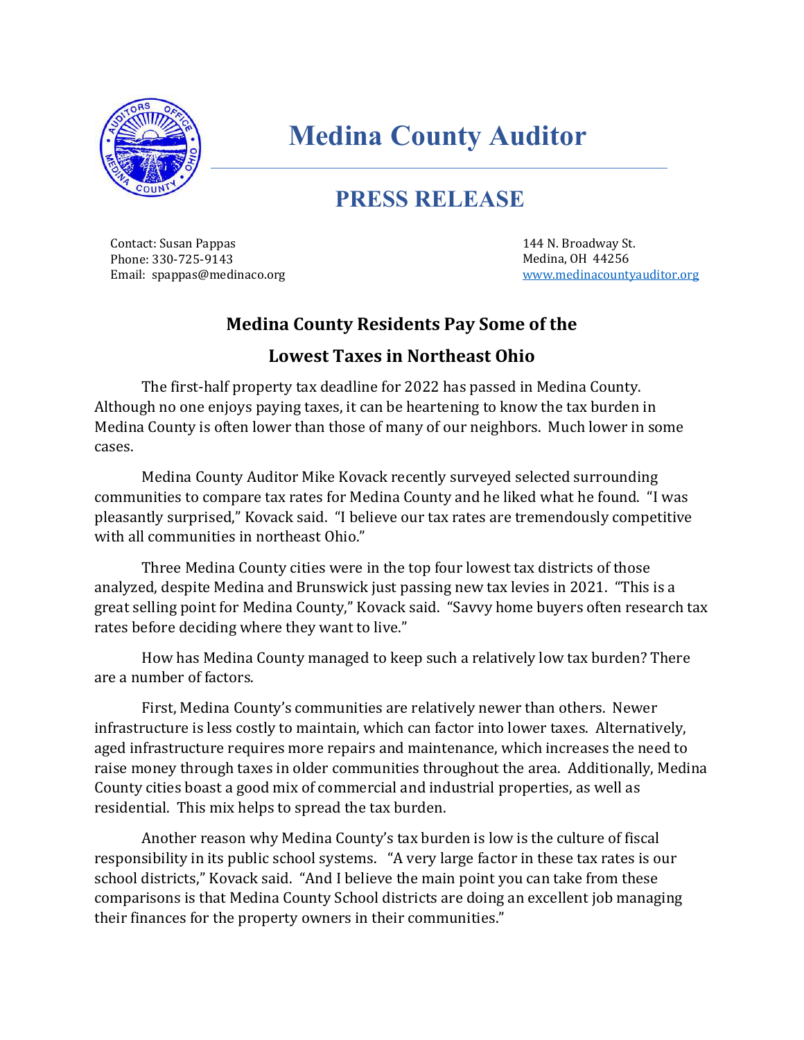# Medina County Auditor

## PRESS RELEASE

Contact: Susan Pappas
Phone: 330-725-9143
Email: spappas@medinaco.org

144 N. Broadway St.
Medina, OH 44256
www.medinacountyauditor.org

### Medina County Residents Pay Some of the Lowest Taxes in Northeast Ohio

The first-half property tax deadline for 2022 has passed in Medina County. Although no one enjoys paying taxes, it can be heartening to know the tax burden in Medina County is often lower than those of many of our neighbors. Much lower in some cases.

Medina County Auditor Mike Kovack recently surveyed selected surrounding communities to compare tax rates for Medina County and he liked what he found. "I was pleasantly surprised," Kovack said. "I believe our tax rates are tremendously competitive with all communities in northeast Ohio."

Three Medina County cities were in the top four lowest tax districts of those analyzed, despite Medina and Brunswick just passing new tax levies in 2021. "This is a great selling point for Medina County," Kovack said. "Savvy home buyers often research tax rates before deciding where they want to live."

How has Medina County managed to keep such a relatively low tax burden? There are a number of factors.

First, Medina County's communities are relatively newer than others. Newer infrastructure is less costly to maintain, which can factor into lower taxes. Alternatively, aged infrastructure requires more repairs and maintenance, which increases the need to raise money through taxes in older communities throughout the area. Additionally, Medina County cities boast a good mix of commercial and industrial properties, as well as residential. This mix helps to spread the tax burden.

Another reason why Medina County's tax burden is low is the culture of fiscal responsibility in its public school systems. "A very large factor in these tax rates is our school districts," Kovack said. "And I believe the main point you can take from these comparisons is that Medina County School districts are doing an excellent job managing their finances for the property owners in their communities."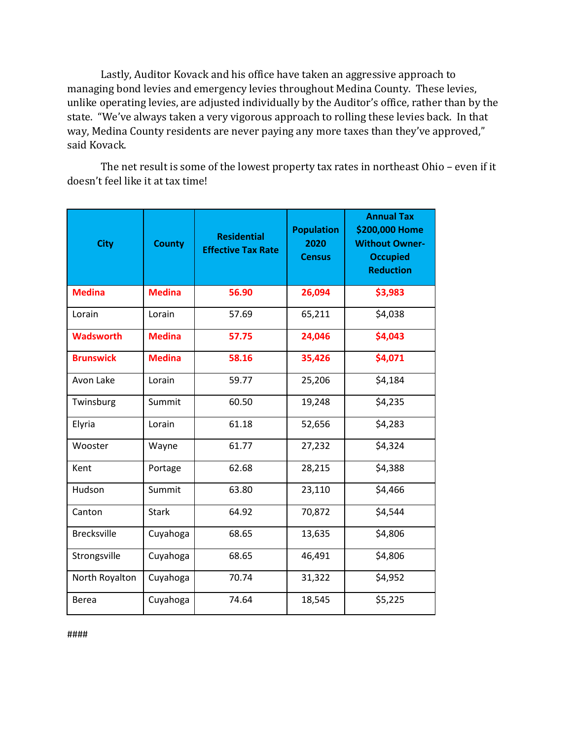Lastly, Auditor Kovack and his office have taken an aggressive approach to managing bond levies and emergency levies throughout Medina County. These levies, unlike operating levies, are adjusted individually by the Auditor's office, rather than by the state. "We've always taken a very vigorous approach to rolling these levies back. In that way, Medina County residents are never paying any more taxes than they've approved," said Kovack.

The net result is some of the lowest property tax rates in northeast Ohio – even if it doesn't feel like it at tax time!

| City | County | Residential Effective Tax Rate | Population 2020 Census | Annual Tax $200,000 Home Without Owner-Occupied Reduction |
|---|---|---|---|---|
| **Medina** | **Medina** | **56.90** | **26,094** | **$3,983** |
| Lorain | Lorain | 57.69 | 65,211 | $4,038 |
| **Wadsworth** | **Medina** | **57.75** | **24,046** | **$4,043** |
| **Brunswick** | **Medina** | **58.16** | **35,426** | **$4,071** |
| Avon Lake | Lorain | 59.77 | 25,206 | $4,184 |
| Twinsburg | Summit | 60.50 | 19,248 | $4,235 |
| Elyria | Lorain | 61.18 | 52,656 | $4,283 |
| Wooster | Wayne | 61.77 | 27,232 | $4,324 |
| Kent | Portage | 62.68 | 28,215 | $4,388 |
| Hudson | Summit | 63.80 | 23,110 | $4,466 |
| Canton | Stark | 64.92 | 70,872 | $4,544 |
| Brecksville | Cuyahoga | 68.65 | 13,635 | $4,806 |
| Strongsville | Cuyahoga | 68.65 | 46,491 | $4,806 |
| North Royalton | Cuyahoga | 70.74 | 31,322 | $4,952 |
| Berea | Cuyahoga | 74.64 | 18,545 | $5,225 |

####